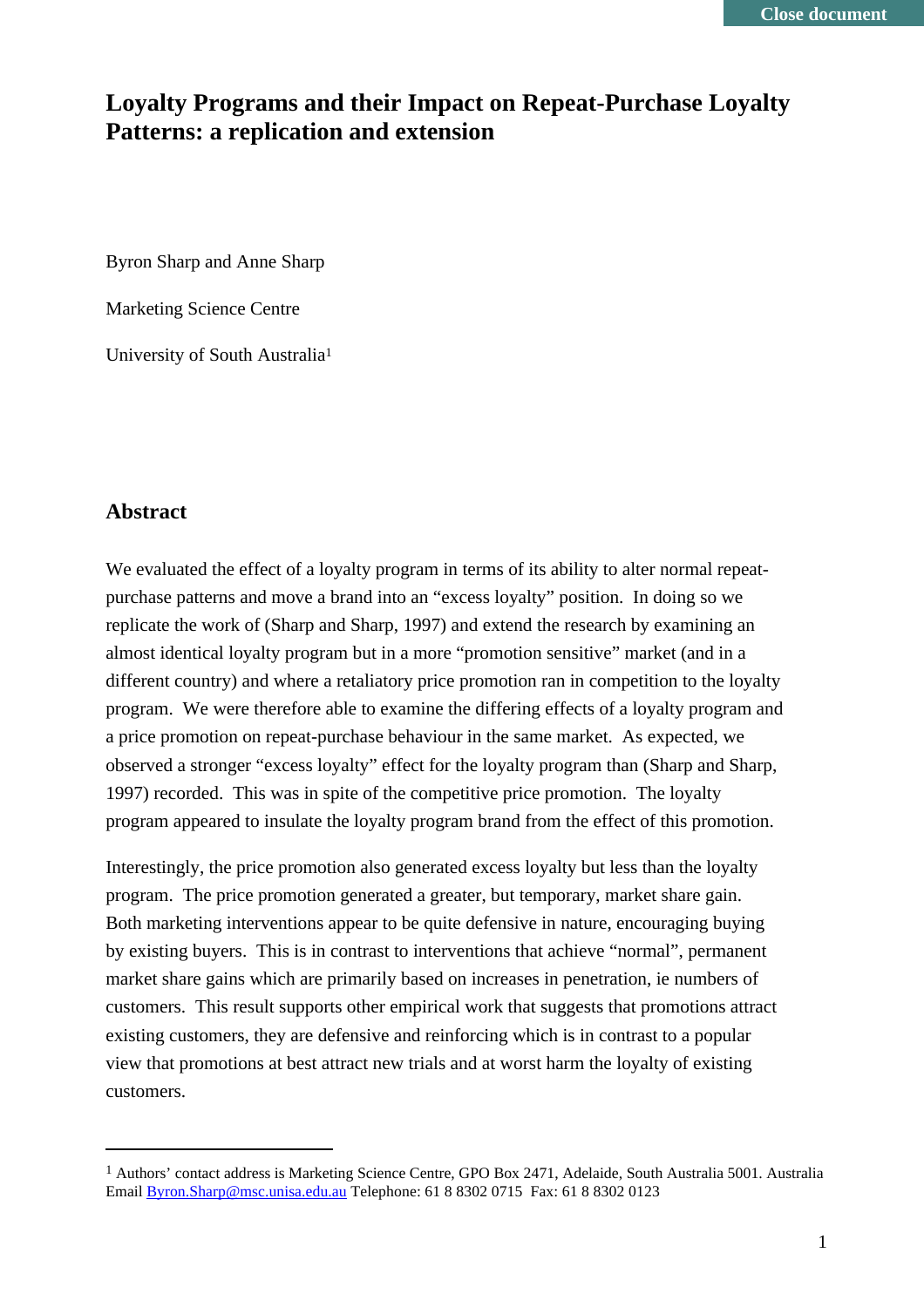# Loyalty Programs and their Impact on Repeat-Purchase Loyalty Patterns: a replication and extension

Byron Sharp and Anne Sharp

Marketing Science Centre

University of South Australia[1]

## Abstract

We evaluated the effect of a loyalty program in terms of its ability to alter normal repeat-purchase patterns and move a brand into an "excess loyalty" position. In doing so we replicate the work of (Sharp and Sharp, 1997) and extend the research by examining an almost identical loyalty program but in a more "promotion sensitive" market (and in a different country) and where a retaliatory price promotion ran in competition to the loyalty program. We were therefore able to examine the differing effects of a loyalty program and a price promotion on repeat-purchase behaviour in the same market. As expected, we observed a stronger "excess loyalty" effect for the loyalty program than (Sharp and Sharp, 1997) recorded. This was in spite of the competitive price promotion. The loyalty program appeared to insulate the loyalty program brand from the effect of this promotion.

Interestingly, the price promotion also generated excess loyalty but less than the loyalty program. The price promotion generated a greater, but temporary, market share gain. Both marketing interventions appear to be quite defensive in nature, encouraging buying by existing buyers. This is in contrast to interventions that achieve "normal", permanent market share gains which are primarily based on increases in penetration, ie numbers of customers. This result supports other empirical work that suggests that promotions attract existing customers, they are defensive and reinforcing which is in contrast to a popular view that promotions at best attract new trials and at worst harm the loyalty of existing customers.

---

[1] Authors' contact address is Marketing Science Centre, GPO Box 2471, Adelaide, South Australia 5001. Australia Email Byron.Sharp@msc.unisa.edu.au Telephone: 61 8 8302 0715 Fax: 61 8 8302 0123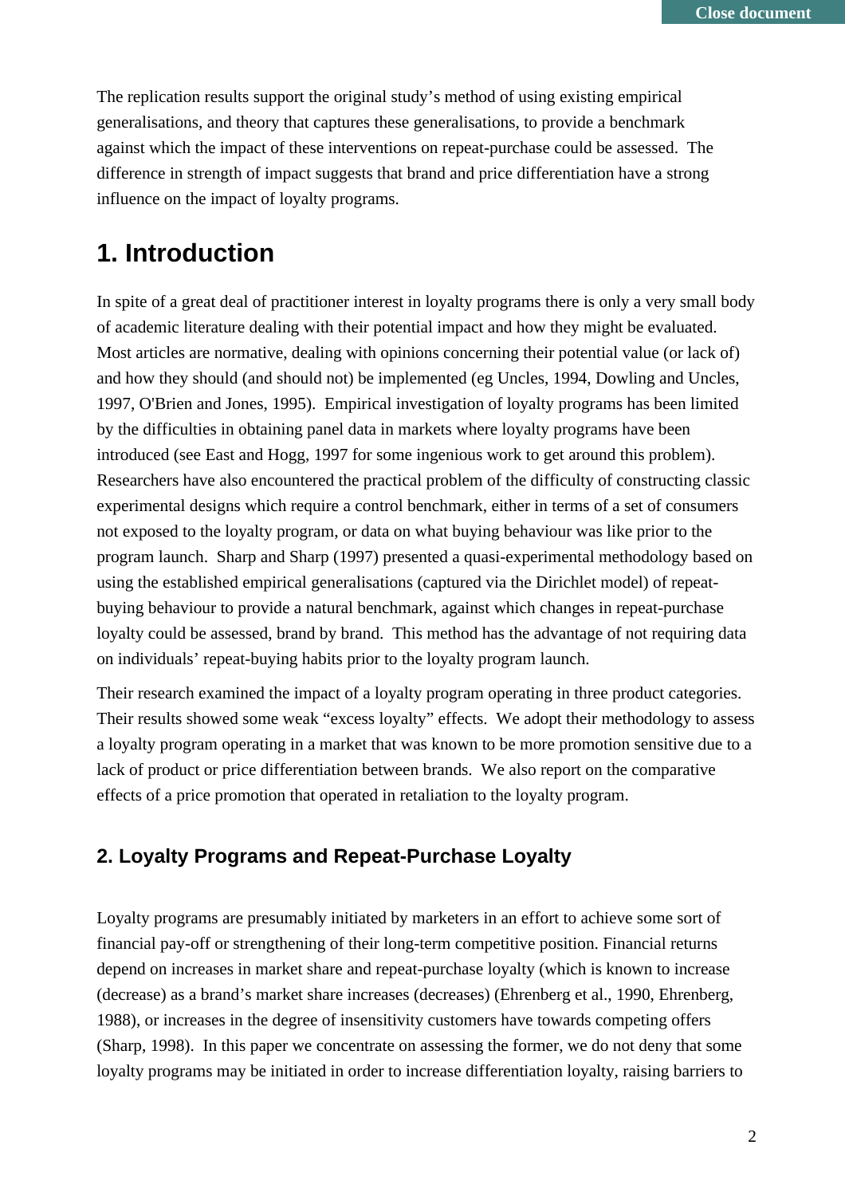The replication results support the original study's method of using existing empirical generalisations, and theory that captures these generalisations, to provide a benchmark against which the impact of these interventions on repeat-purchase could be assessed. The difference in strength of impact suggests that brand and price differentiation have a strong influence on the impact of loyalty programs.

# 1. Introduction

In spite of a great deal of practitioner interest in loyalty programs there is only a very small body of academic literature dealing with their potential impact and how they might be evaluated. Most articles are normative, dealing with opinions concerning their potential value (or lack of) and how they should (and should not) be implemented (eg Uncles, 1994, Dowling and Uncles, 1997, O'Brien and Jones, 1995). Empirical investigation of loyalty programs has been limited by the difficulties in obtaining panel data in markets where loyalty programs have been introduced (see East and Hogg, 1997 for some ingenious work to get around this problem). Researchers have also encountered the practical problem of the difficulty of constructing classic experimental designs which require a control benchmark, either in terms of a set of consumers not exposed to the loyalty program, or data on what buying behaviour was like prior to the program launch. Sharp and Sharp (1997) presented a quasi-experimental methodology based on using the established empirical generalisations (captured via the Dirichlet model) of repeat-buying behaviour to provide a natural benchmark, against which changes in repeat-purchase loyalty could be assessed, brand by brand. This method has the advantage of not requiring data on individuals' repeat-buying habits prior to the loyalty program launch.

Their research examined the impact of a loyalty program operating in three product categories. Their results showed some weak "excess loyalty" effects. We adopt their methodology to assess a loyalty program operating in a market that was known to be more promotion sensitive due to a lack of product or price differentiation between brands. We also report on the comparative effects of a price promotion that operated in retaliation to the loyalty program.

## 2. Loyalty Programs and Repeat-Purchase Loyalty

Loyalty programs are presumably initiated by marketers in an effort to achieve some sort of financial pay-off or strengthening of their long-term competitive position. Financial returns depend on increases in market share and repeat-purchase loyalty (which is known to increase (decrease) as a brand's market share increases (decreases) (Ehrenberg et al., 1990, Ehrenberg, 1988), or increases in the degree of insensitivity customers have towards competing offers (Sharp, 1998). In this paper we concentrate on assessing the former, we do not deny that some loyalty programs may be initiated in order to increase differentiation loyalty, raising barriers to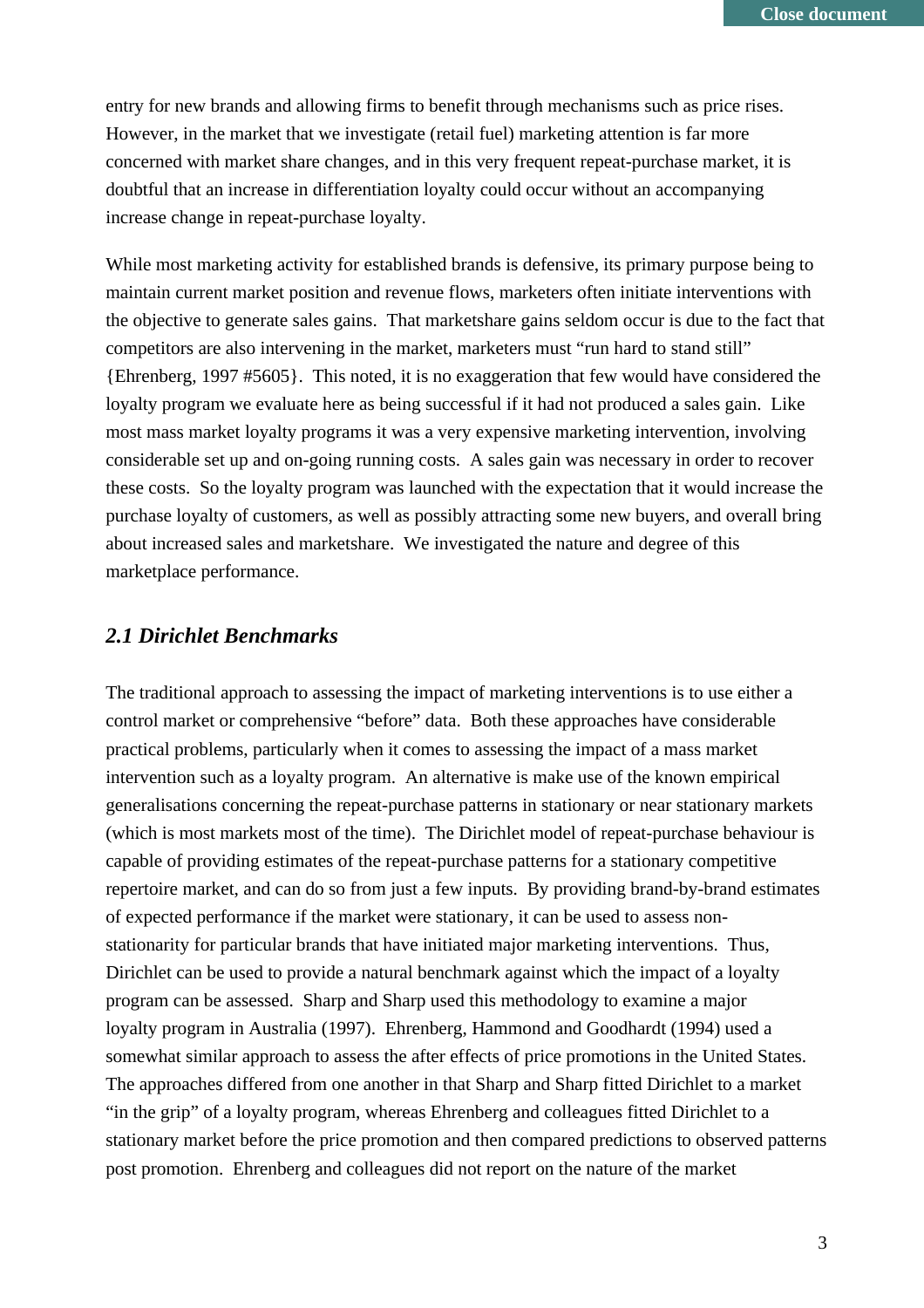entry for new brands and allowing firms to benefit through mechanisms such as price rises. However, in the market that we investigate (retail fuel) marketing attention is far more concerned with market share changes, and in this very frequent repeat-purchase market, it is doubtful that an increase in differentiation loyalty could occur without an accompanying increase change in repeat-purchase loyalty.

While most marketing activity for established brands is defensive, its primary purpose being to maintain current market position and revenue flows, marketers often initiate interventions with the objective to generate sales gains. That marketshare gains seldom occur is due to the fact that competitors are also intervening in the market, marketers must "run hard to stand still" {Ehrenberg, 1997 #5605}. This noted, it is no exaggeration that few would have considered the loyalty program we evaluate here as being successful if it had not produced a sales gain. Like most mass market loyalty programs it was a very expensive marketing intervention, involving considerable set up and on-going running costs. A sales gain was necessary in order to recover these costs. So the loyalty program was launched with the expectation that it would increase the purchase loyalty of customers, as well as possibly attracting some new buyers, and overall bring about increased sales and marketshare. We investigated the nature and degree of this marketplace performance.

## *2.1 Dirichlet Benchmarks*

The traditional approach to assessing the impact of marketing interventions is to use either a control market or comprehensive "before" data. Both these approaches have considerable practical problems, particularly when it comes to assessing the impact of a mass market intervention such as a loyalty program. An alternative is make use of the known empirical generalisations concerning the repeat-purchase patterns in stationary or near stationary markets (which is most markets most of the time). The Dirichlet model of repeat-purchase behaviour is capable of providing estimates of the repeat-purchase patterns for a stationary competitive repertoire market, and can do so from just a few inputs. By providing brand-by-brand estimates of expected performance if the market were stationary, it can be used to assess non-stationarity for particular brands that have initiated major marketing interventions. Thus, Dirichlet can be used to provide a natural benchmark against which the impact of a loyalty program can be assessed. Sharp and Sharp used this methodology to examine a major loyalty program in Australia (1997). Ehrenberg, Hammond and Goodhardt (1994) used a somewhat similar approach to assess the after effects of price promotions in the United States. The approaches differed from one another in that Sharp and Sharp fitted Dirichlet to a market "in the grip" of a loyalty program, whereas Ehrenberg and colleagues fitted Dirichlet to a stationary market before the price promotion and then compared predictions to observed patterns post promotion. Ehrenberg and colleagues did not report on the nature of the market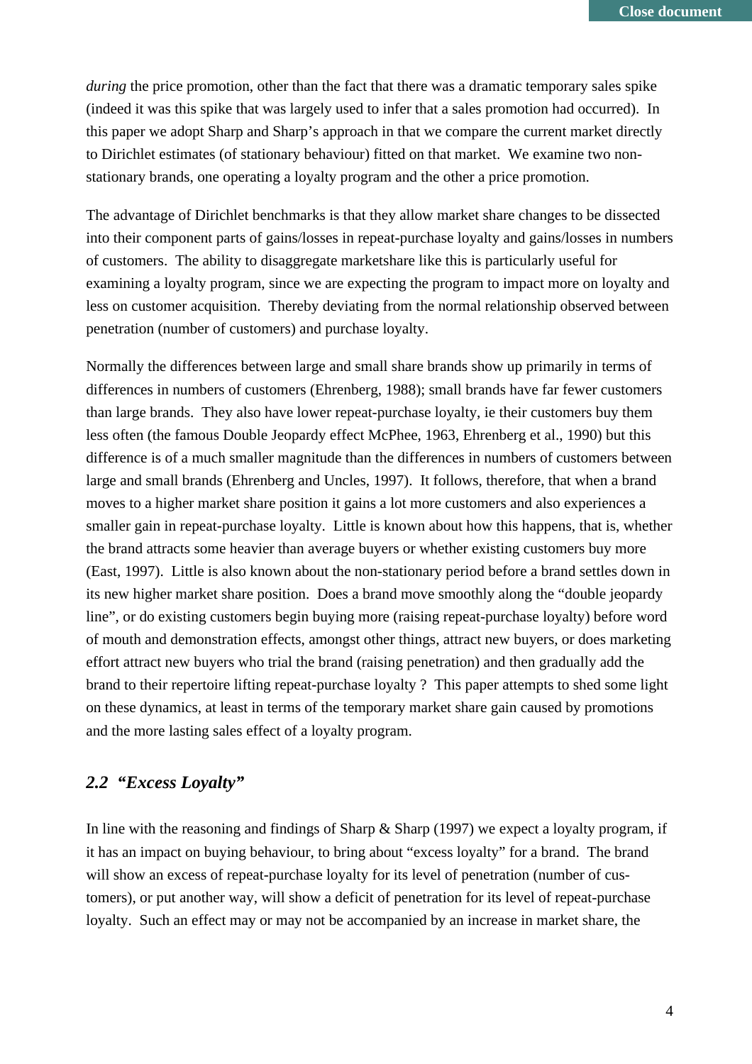*during* the price promotion, other than the fact that there was a dramatic temporary sales spike (indeed it was this spike that was largely used to infer that a sales promotion had occurred). In this paper we adopt Sharp and Sharp's approach in that we compare the current market directly to Dirichlet estimates (of stationary behaviour) fitted on that market. We examine two non-stationary brands, one operating a loyalty program and the other a price promotion.

The advantage of Dirichlet benchmarks is that they allow market share changes to be dissected into their component parts of gains/losses in repeat-purchase loyalty and gains/losses in numbers of customers. The ability to disaggregate marketshare like this is particularly useful for examining a loyalty program, since we are expecting the program to impact more on loyalty and less on customer acquisition. Thereby deviating from the normal relationship observed between penetration (number of customers) and purchase loyalty.

Normally the differences between large and small share brands show up primarily in terms of differences in numbers of customers (Ehrenberg, 1988); small brands have far fewer customers than large brands. They also have lower repeat-purchase loyalty, ie their customers buy them less often (the famous Double Jeopardy effect McPhee, 1963, Ehrenberg et al., 1990) but this difference is of a much smaller magnitude than the differences in numbers of customers between large and small brands (Ehrenberg and Uncles, 1997). It follows, therefore, that when a brand moves to a higher market share position it gains a lot more customers and also experiences a smaller gain in repeat-purchase loyalty. Little is known about how this happens, that is, whether the brand attracts some heavier than average buyers or whether existing customers buy more (East, 1997). Little is also known about the non-stationary period before a brand settles down in its new higher market share position. Does a brand move smoothly along the "double jeopardy line", or do existing customers begin buying more (raising repeat-purchase loyalty) before word of mouth and demonstration effects, amongst other things, attract new buyers, or does marketing effort attract new buyers who trial the brand (raising penetration) and then gradually add the brand to their repertoire lifting repeat-purchase loyalty ? This paper attempts to shed some light on these dynamics, at least in terms of the temporary market share gain caused by promotions and the more lasting sales effect of a loyalty program.

## *2.2 "Excess Loyalty"*

In line with the reasoning and findings of Sharp & Sharp (1997) we expect a loyalty program, if it has an impact on buying behaviour, to bring about "excess loyalty" for a brand. The brand will show an excess of repeat-purchase loyalty for its level of penetration (number of customers), or put another way, will show a deficit of penetration for its level of repeat-purchase loyalty. Such an effect may or may not be accompanied by an increase in market share, the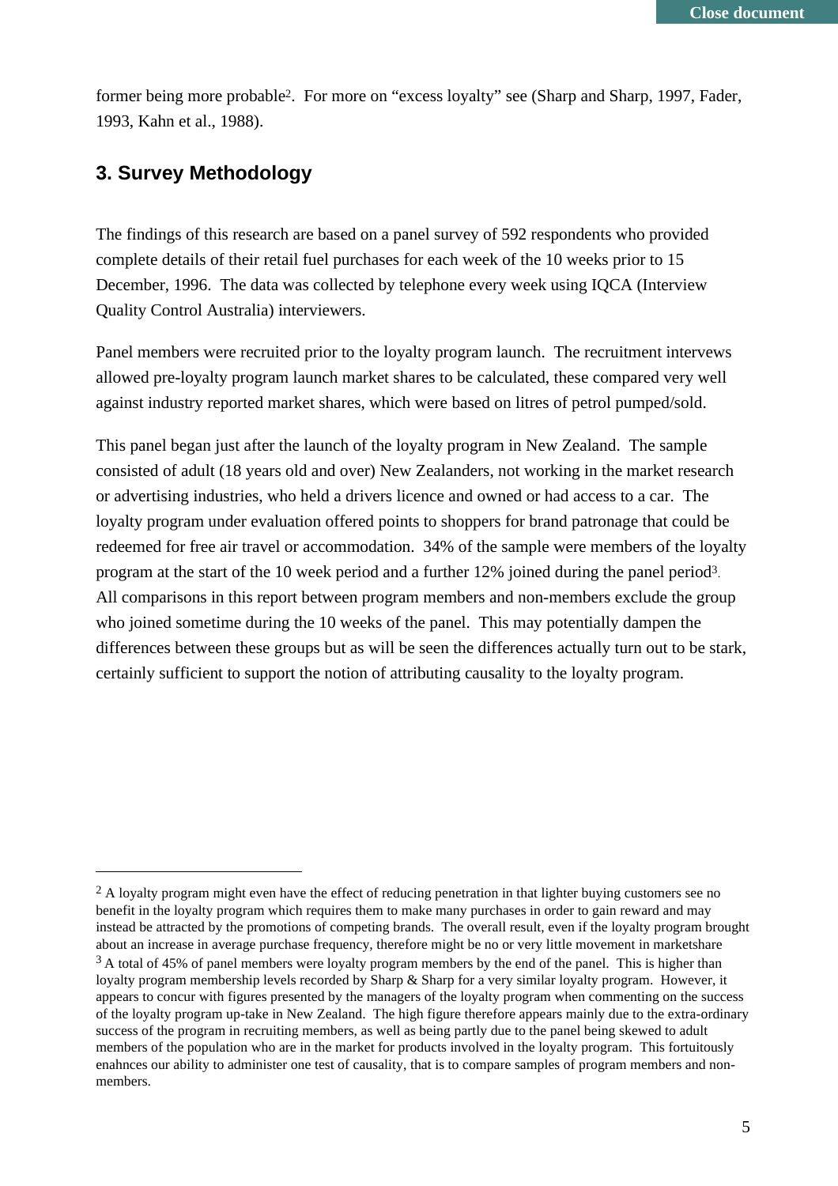former being more probable[2]. For more on "excess loyalty" see (Sharp and Sharp, 1997, Fader, 1993, Kahn et al., 1988).

## 3. Survey Methodology

The findings of this research are based on a panel survey of 592 respondents who provided complete details of their retail fuel purchases for each week of the 10 weeks prior to 15 December, 1996. The data was collected by telephone every week using IQCA (Interview Quality Control Australia) interviewers.

Panel members were recruited prior to the loyalty program launch. The recruitment intervews allowed pre-loyalty program launch market shares to be calculated, these compared very well against industry reported market shares, which were based on litres of petrol pumped/sold.

This panel began just after the launch of the loyalty program in New Zealand. The sample consisted of adult (18 years old and over) New Zealanders, not working in the market research or advertising industries, who held a drivers licence and owned or had access to a car. The loyalty program under evaluation offered points to shoppers for brand patronage that could be redeemed for free air travel or accommodation. 34% of the sample were members of the loyalty program at the start of the 10 week period and a further 12% joined during the panel period[3]. All comparisons in this report between program members and non-members exclude the group who joined sometime during the 10 weeks of the panel. This may potentially dampen the differences between these groups but as will be seen the differences actually turn out to be stark, certainly sufficient to support the notion of attributing causality to the loyalty program.

---

[2] A loyalty program might even have the effect of reducing penetration in that lighter buying customers see no benefit in the loyalty program which requires them to make many purchases in order to gain reward and may instead be attracted by the promotions of competing brands. The overall result, even if the loyalty program brought about an increase in average purchase frequency, therefore might be no or very little movement in marketshare

[3] A total of 45% of panel members were loyalty program members by the end of the panel. This is higher than loyalty program membership levels recorded by Sharp & Sharp for a very similar loyalty program. However, it appears to concur with figures presented by the managers of the loyalty program when commenting on the success of the loyalty program up-take in New Zealand. The high figure therefore appears mainly due to the extra-ordinary success of the program in recruiting members, as well as being partly due to the panel being skewed to adult members of the population who are in the market for products involved in the loyalty program. This fortuitously enahnces our ability to administer one test of causality, that is to compare samples of program members and non-members.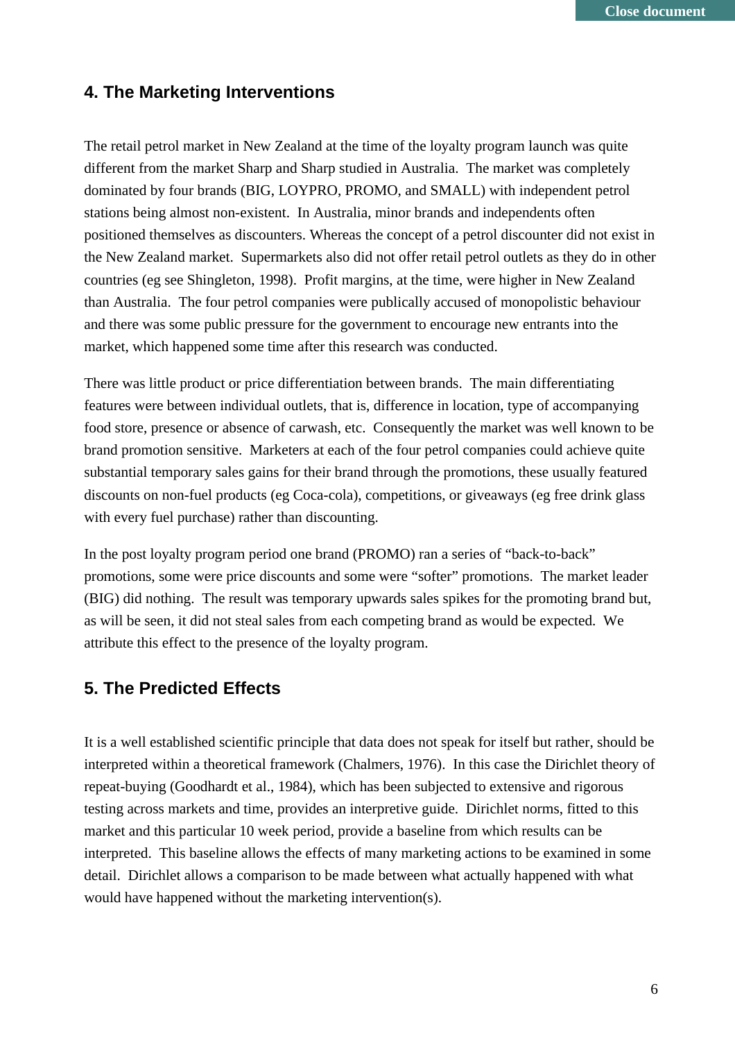## 4. The Marketing Interventions

The retail petrol market in New Zealand at the time of the loyalty program launch was quite different from the market Sharp and Sharp studied in Australia. The market was completely dominated by four brands (BIG, LOYPRO, PROMO, and SMALL) with independent petrol stations being almost non-existent. In Australia, minor brands and independents often positioned themselves as discounters. Whereas the concept of a petrol discounter did not exist in the New Zealand market. Supermarkets also did not offer retail petrol outlets as they do in other countries (eg see Shingleton, 1998). Profit margins, at the time, were higher in New Zealand than Australia. The four petrol companies were publically accused of monopolistic behaviour and there was some public pressure for the government to encourage new entrants into the market, which happened some time after this research was conducted.

There was little product or price differentiation between brands. The main differentiating features were between individual outlets, that is, difference in location, type of accompanying food store, presence or absence of carwash, etc. Consequently the market was well known to be brand promotion sensitive. Marketers at each of the four petrol companies could achieve quite substantial temporary sales gains for their brand through the promotions, these usually featured discounts on non-fuel products (eg Coca-cola), competitions, or giveaways (eg free drink glass with every fuel purchase) rather than discounting.

In the post loyalty program period one brand (PROMO) ran a series of "back-to-back" promotions, some were price discounts and some were "softer" promotions. The market leader (BIG) did nothing. The result was temporary upwards sales spikes for the promoting brand but, as will be seen, it did not steal sales from each competing brand as would be expected. We attribute this effect to the presence of the loyalty program.

## 5. The Predicted Effects

It is a well established scientific principle that data does not speak for itself but rather, should be interpreted within a theoretical framework (Chalmers, 1976). In this case the Dirichlet theory of repeat-buying (Goodhardt et al., 1984), which has been subjected to extensive and rigorous testing across markets and time, provides an interpretive guide. Dirichlet norms, fitted to this market and this particular 10 week period, provide a baseline from which results can be interpreted. This baseline allows the effects of many marketing actions to be examined in some detail. Dirichlet allows a comparison to be made between what actually happened with what would have happened without the marketing intervention(s).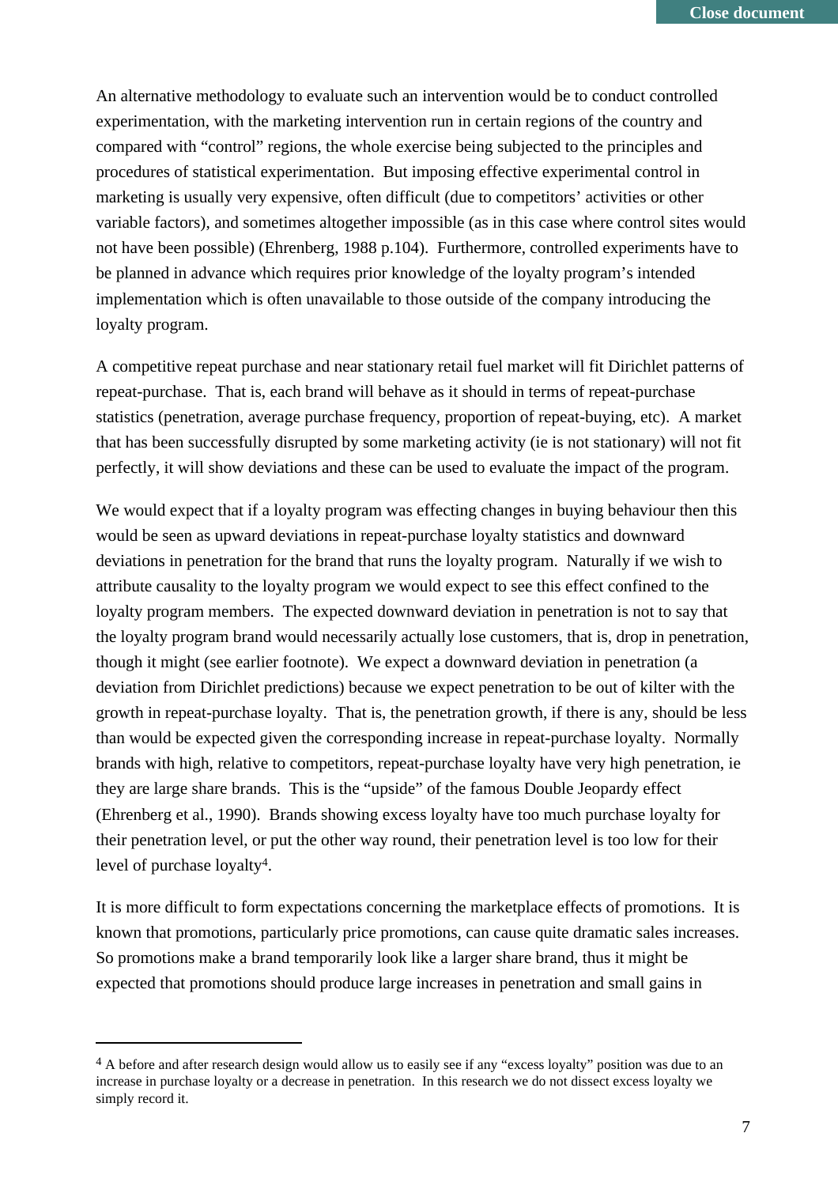An alternative methodology to evaluate such an intervention would be to conduct controlled experimentation, with the marketing intervention run in certain regions of the country and compared with "control" regions, the whole exercise being subjected to the principles and procedures of statistical experimentation. But imposing effective experimental control in marketing is usually very expensive, often difficult (due to competitors' activities or other variable factors), and sometimes altogether impossible (as in this case where control sites would not have been possible) (Ehrenberg, 1988 p.104). Furthermore, controlled experiments have to be planned in advance which requires prior knowledge of the loyalty program's intended implementation which is often unavailable to those outside of the company introducing the loyalty program.

A competitive repeat purchase and near stationary retail fuel market will fit Dirichlet patterns of repeat-purchase. That is, each brand will behave as it should in terms of repeat-purchase statistics (penetration, average purchase frequency, proportion of repeat-buying, etc). A market that has been successfully disrupted by some marketing activity (ie is not stationary) will not fit perfectly, it will show deviations and these can be used to evaluate the impact of the program.

We would expect that if a loyalty program was effecting changes in buying behaviour then this would be seen as upward deviations in repeat-purchase loyalty statistics and downward deviations in penetration for the brand that runs the loyalty program. Naturally if we wish to attribute causality to the loyalty program we would expect to see this effect confined to the loyalty program members. The expected downward deviation in penetration is not to say that the loyalty program brand would necessarily actually lose customers, that is, drop in penetration, though it might (see earlier footnote). We expect a downward deviation in penetration (a deviation from Dirichlet predictions) because we expect penetration to be out of kilter with the growth in repeat-purchase loyalty. That is, the penetration growth, if there is any, should be less than would be expected given the corresponding increase in repeat-purchase loyalty. Normally brands with high, relative to competitors, repeat-purchase loyalty have very high penetration, ie they are large share brands. This is the "upside" of the famous Double Jeopardy effect (Ehrenberg et al., 1990). Brands showing excess loyalty have too much purchase loyalty for their penetration level, or put the other way round, their penetration level is too low for their level of purchase loyalty[4].

It is more difficult to form expectations concerning the marketplace effects of promotions. It is known that promotions, particularly price promotions, can cause quite dramatic sales increases. So promotions make a brand temporarily look like a larger share brand, thus it might be expected that promotions should produce large increases in penetration and small gains in

---

[4] A before and after research design would allow us to easily see if any "excess loyalty" position was due to an increase in purchase loyalty or a decrease in penetration. In this research we do not dissect excess loyalty we simply record it.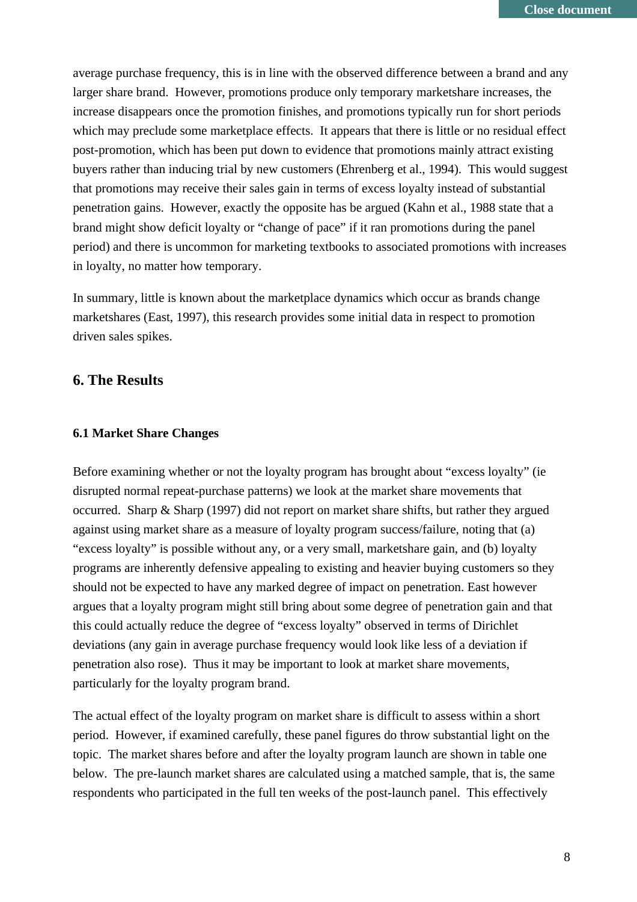average purchase frequency, this is in line with the observed difference between a brand and any larger share brand. However, promotions produce only temporary marketshare increases, the increase disappears once the promotion finishes, and promotions typically run for short periods which may preclude some marketplace effects. It appears that there is little or no residual effect post-promotion, which has been put down to evidence that promotions mainly attract existing buyers rather than inducing trial by new customers (Ehrenberg et al., 1994). This would suggest that promotions may receive their sales gain in terms of excess loyalty instead of substantial penetration gains. However, exactly the opposite has be argued (Kahn et al., 1988 state that a brand might show deficit loyalty or "change of pace" if it ran promotions during the panel period) and there is uncommon for marketing textbooks to associated promotions with increases in loyalty, no matter how temporary.

In summary, little is known about the marketplace dynamics which occur as brands change marketshares (East, 1997), this research provides some initial data in respect to promotion driven sales spikes.

## 6. The Results

### 6.1 Market Share Changes

Before examining whether or not the loyalty program has brought about "excess loyalty" (ie disrupted normal repeat-purchase patterns) we look at the market share movements that occurred. Sharp & Sharp (1997) did not report on market share shifts, but rather they argued against using market share as a measure of loyalty program success/failure, noting that (a) "excess loyalty" is possible without any, or a very small, marketshare gain, and (b) loyalty programs are inherently defensive appealing to existing and heavier buying customers so they should not be expected to have any marked degree of impact on penetration. East however argues that a loyalty program might still bring about some degree of penetration gain and that this could actually reduce the degree of "excess loyalty" observed in terms of Dirichlet deviations (any gain in average purchase frequency would look like less of a deviation if penetration also rose). Thus it may be important to look at market share movements, particularly for the loyalty program brand.

The actual effect of the loyalty program on market share is difficult to assess within a short period. However, if examined carefully, these panel figures do throw substantial light on the topic. The market shares before and after the loyalty program launch are shown in table one below. The pre-launch market shares are calculated using a matched sample, that is, the same respondents who participated in the full ten weeks of the post-launch panel. This effectively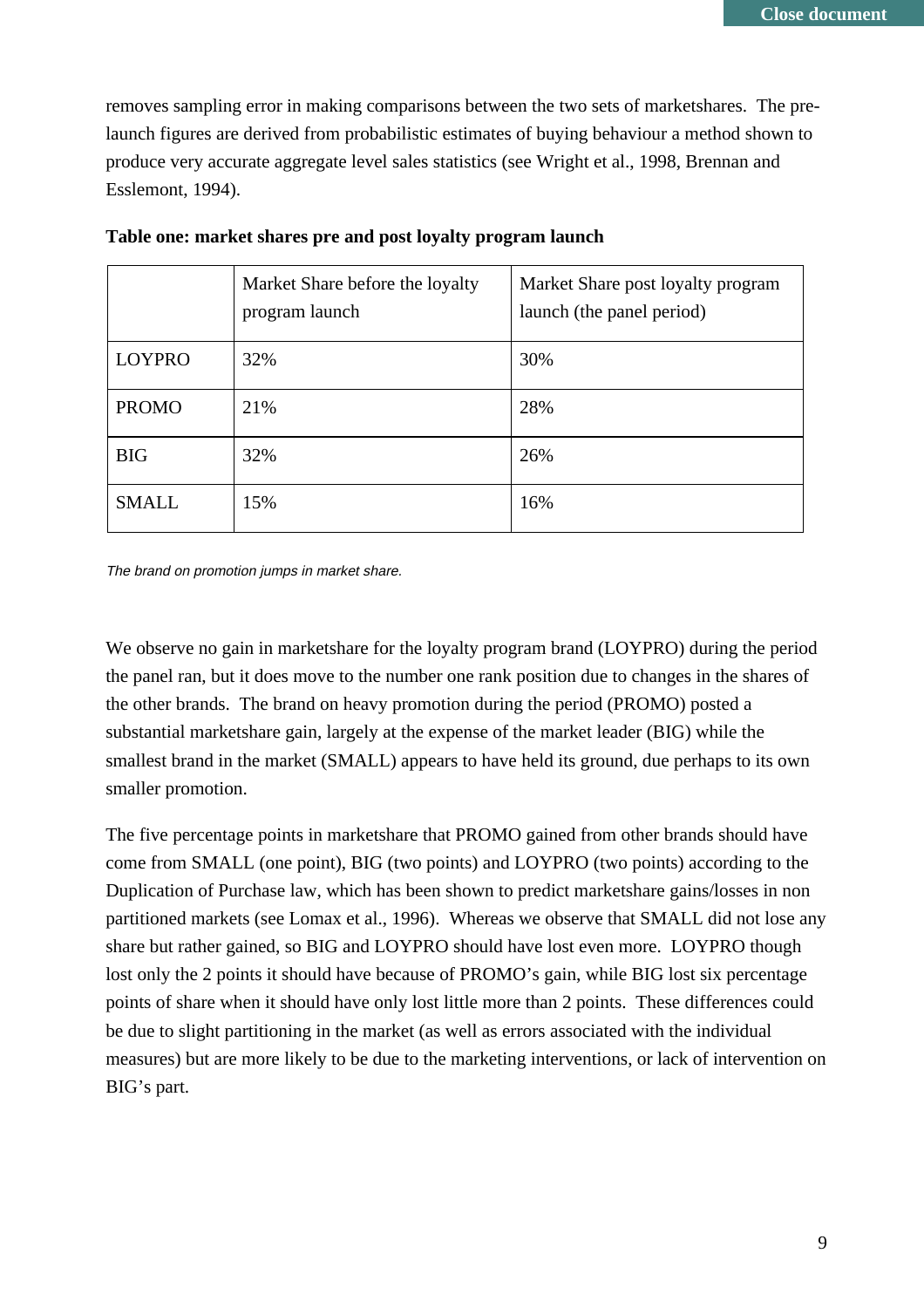removes sampling error in making comparisons between the two sets of marketshares. The pre-launch figures are derived from probabilistic estimates of buying behaviour a method shown to produce very accurate aggregate level sales statistics (see Wright et al., 1998, Brennan and Esslemont, 1994).

**Table one: market shares pre and post loyalty program launch**

| | Market Share before the loyalty program launch | Market Share post loyalty program launch (the panel period) |
|---|---|---|
| LOYPRO | 32% | 30% |
| PROMO | 21% | 28% |
| BIG | 32% | 26% |
| SMALL | 15% | 16% |

*The brand on promotion jumps in market share.*

We observe no gain in marketshare for the loyalty program brand (LOYPRO) during the period the panel ran, but it does move to the number one rank position due to changes in the shares of the other brands. The brand on heavy promotion during the period (PROMO) posted a substantial marketshare gain, largely at the expense of the market leader (BIG) while the smallest brand in the market (SMALL) appears to have held its ground, due perhaps to its own smaller promotion.

The five percentage points in marketshare that PROMO gained from other brands should have come from SMALL (one point), BIG (two points) and LOYPRO (two points) according to the Duplication of Purchase law, which has been shown to predict marketshare gains/losses in non partitioned markets (see Lomax et al., 1996). Whereas we observe that SMALL did not lose any share but rather gained, so BIG and LOYPRO should have lost even more. LOYPRO though lost only the 2 points it should have because of PROMO's gain, while BIG lost six percentage points of share when it should have only lost little more than 2 points. These differences could be due to slight partitioning in the market (as well as errors associated with the individual measures) but are more likely to be due to the marketing interventions, or lack of intervention on BIG's part.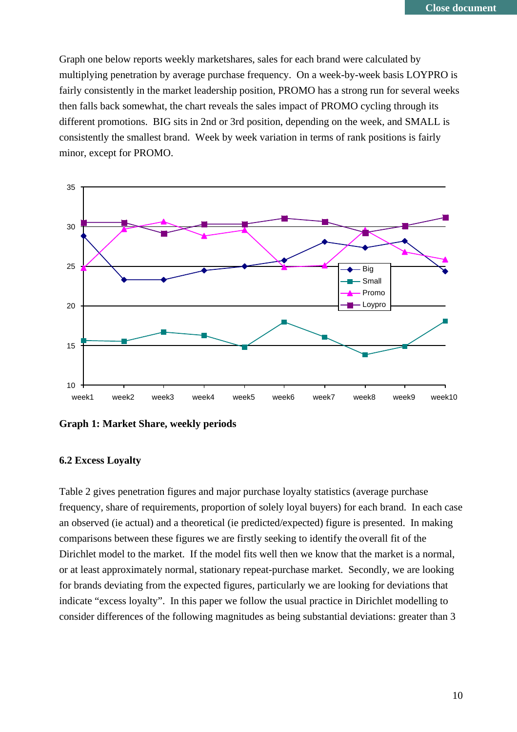Graph one below reports weekly marketshares, sales for each brand were calculated by multiplying penetration by average purchase frequency. On a week-by-week basis LOYPRO is fairly consistently in the market leadership position, PROMO has a strong run for several weeks then falls back somewhat, the chart reveals the sales impact of PROMO cycling through its different promotions. BIG sits in 2nd or 3rd position, depending on the week, and SMALL is consistently the smallest brand. Week by week variation in terms of rank positions is fairly minor, except for PROMO.

**Graph 1: Market Share, weekly periods**

### 6.2 Excess Loyalty

Table 2 gives penetration figures and major purchase loyalty statistics (average purchase frequency, share of requirements, proportion of solely loyal buyers) for each brand. In each case an observed (ie actual) and a theoretical (ie predicted/expected) figure is presented. In making comparisons between these figures we are firstly seeking to identify the overall fit of the Dirichlet model to the market. If the model fits well then we know that the market is a normal, or at least approximately normal, stationary repeat-purchase market. Secondly, we are looking for brands deviating from the expected figures, particularly we are looking for deviations that indicate "excess loyalty". In this paper we follow the usual practice in Dirichlet modelling to consider differences of the following magnitudes as being substantial deviations: greater than 3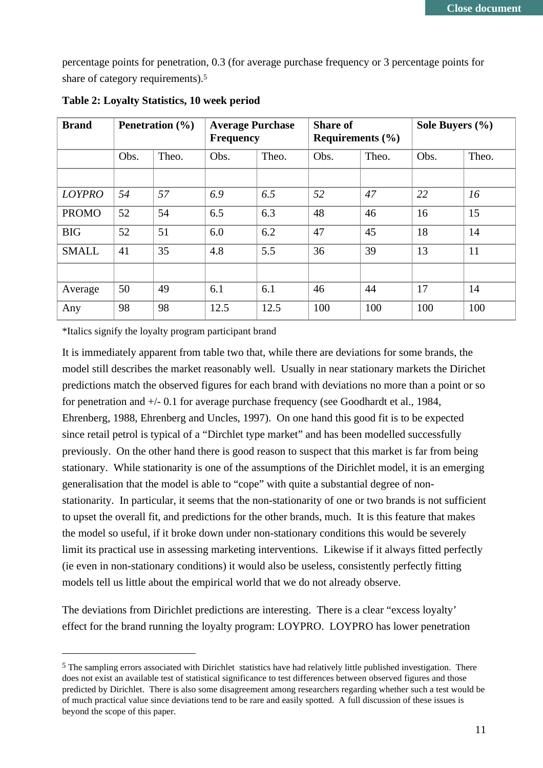percentage points for penetration, 0.3 (for average purchase frequency or 3 percentage points for share of category requirements).[5]

**Table 2: Loyalty Statistics, 10 week period**

| Brand | Penetration (%) | | Average Purchase Frequency | | Share of Requirements (%) | | Sole Buyers (%) | |
|---|---|---|---|---|---|---|---|---|
| | Obs. | Theo. | Obs. | Theo. | Obs. | Theo. | Obs. | Theo. |
| | | | | | | | | |
| *LOYPRO* | *54* | *57* | *6.9* | *6.5* | *52* | *47* | *22* | *16* |
| PROMO | 52 | 54 | 6.5 | 6.3 | 48 | 46 | 16 | 15 |
| BIG | 52 | 51 | 6.0 | 6.2 | 47 | 45 | 18 | 14 |
| SMALL | 41 | 35 | 4.8 | 5.5 | 36 | 39 | 13 | 11 |
| | | | | | | | | |
| Average | 50 | 49 | 6.1 | 6.1 | 46 | 44 | 17 | 14 |
| Any | 98 | 98 | 12.5 | 12.5 | 100 | 100 | 100 | 100 |

*Italics signify the loyalty program participant brand

It is immediately apparent from table two that, while there are deviations for some brands, the model still describes the market reasonably well. Usually in near stationary markets the Dirichet predictions match the observed figures for each brand with deviations no more than a point or so for penetration and +/- 0.1 for average purchase frequency (see Goodhardt et al., 1984, Ehrenberg, 1988, Ehrenberg and Uncles, 1997). On one hand this good fit is to be expected since retail petrol is typical of a "Dirchlet type market" and has been modelled successfully previously. On the other hand there is good reason to suspect that this market is far from being stationary. While stationarity is one of the assumptions of the Dirichlet model, it is an emerging generalisation that the model is able to "cope" with quite a substantial degree of non-stationarity. In particular, it seems that the non-stationarity of one or two brands is not sufficient to upset the overall fit, and predictions for the other brands, much. It is this feature that makes the model so useful, if it broke down under non-stationary conditions this would be severely limit its practical use in assessing marketing interventions. Likewise if it always fitted perfectly (ie even in non-stationary conditions) it would also be useless, consistently perfectly fitting models tell us little about the empirical world that we do not already observe.

The deviations from Dirichlet predictions are interesting. There is a clear "excess loyalty' effect for the brand running the loyalty program: LOYPRO. LOYPRO has lower penetration

[5] The sampling errors associated with Dirichlet statistics have had relatively little published investigation. There does not exist an available test of statistical significance to test differences between observed figures and those predicted by Dirichlet. There is also some disagreement among researchers regarding whether such a test would be of much practical value since deviations tend to be rare and easily spotted. A full discussion of these issues is beyond the scope of this paper.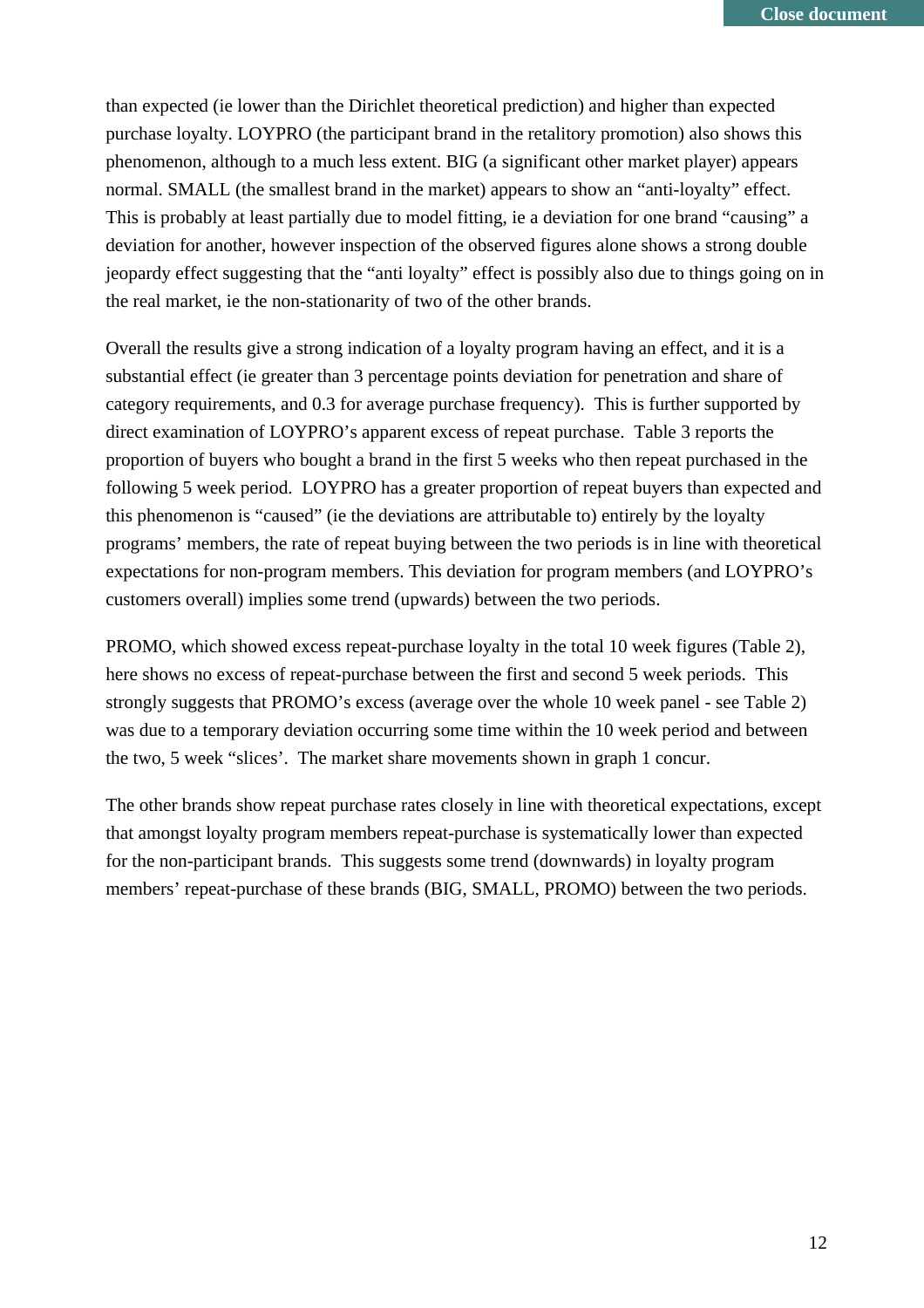than expected (ie lower than the Dirichlet theoretical prediction) and higher than expected purchase loyalty. LOYPRO (the participant brand in the retalitory promotion) also shows this phenomenon, although to a much less extent. BIG (a significant other market player) appears normal. SMALL (the smallest brand in the market) appears to show an "anti-loyalty" effect. This is probably at least partially due to model fitting, ie a deviation for one brand "causing" a deviation for another, however inspection of the observed figures alone shows a strong double jeopardy effect suggesting that the "anti loyalty" effect is possibly also due to things going on in the real market, ie the non-stationarity of two of the other brands.

Overall the results give a strong indication of a loyalty program having an effect, and it is a substantial effect (ie greater than 3 percentage points deviation for penetration and share of category requirements, and 0.3 for average purchase frequency). This is further supported by direct examination of LOYPRO's apparent excess of repeat purchase. Table 3 reports the proportion of buyers who bought a brand in the first 5 weeks who then repeat purchased in the following 5 week period. LOYPRO has a greater proportion of repeat buyers than expected and this phenomenon is "caused" (ie the deviations are attributable to) entirely by the loyalty programs' members, the rate of repeat buying between the two periods is in line with theoretical expectations for non-program members. This deviation for program members (and LOYPRO's customers overall) implies some trend (upwards) between the two periods.

PROMO, which showed excess repeat-purchase loyalty in the total 10 week figures (Table 2), here shows no excess of repeat-purchase between the first and second 5 week periods. This strongly suggests that PROMO's excess (average over the whole 10 week panel - see Table 2) was due to a temporary deviation occurring some time within the 10 week period and between the two, 5 week "slices'. The market share movements shown in graph 1 concur.

The other brands show repeat purchase rates closely in line with theoretical expectations, except that amongst loyalty program members repeat-purchase is systematically lower than expected for the non-participant brands. This suggests some trend (downwards) in loyalty program members' repeat-purchase of these brands (BIG, SMALL, PROMO) between the two periods.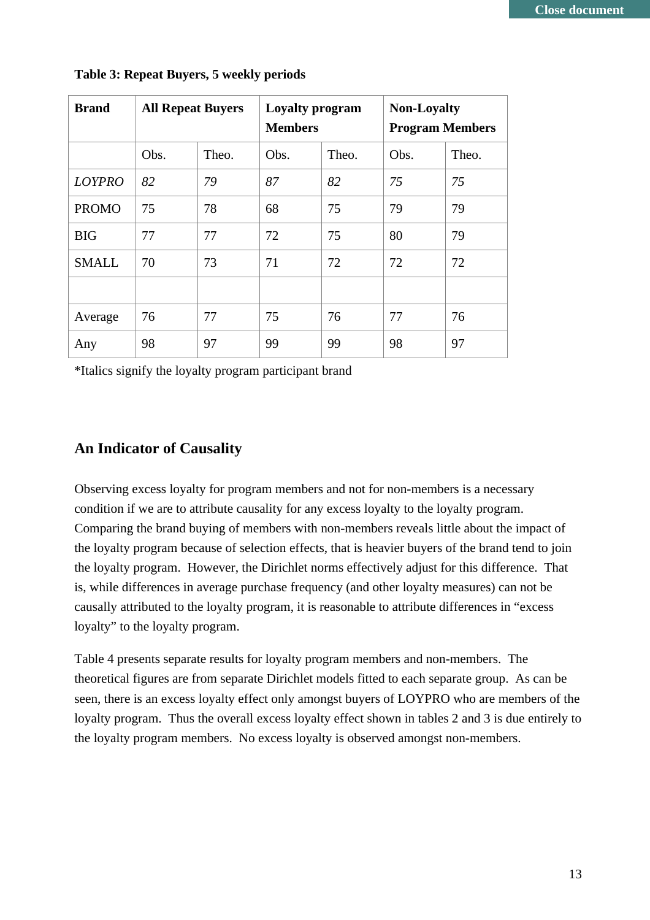**Table 3: Repeat Buyers, 5 weekly periods**

| Brand | All Repeat Buyers | | Loyalty program Members | | Non-Loyalty Program Members | |
|---|---|---|---|---|---|---|
| | Obs. | Theo. | Obs. | Theo. | Obs. | Theo. |
| *LOYPRO* | *82* | *79* | *87* | *82* | *75* | *75* |
| PROMO | 75 | 78 | 68 | 75 | 79 | 79 |
| BIG | 77 | 77 | 72 | 75 | 80 | 79 |
| SMALL | 70 | 73 | 71 | 72 | 72 | 72 |
| | | | | | | |
| Average | 76 | 77 | 75 | 76 | 77 | 76 |
| Any | 98 | 97 | 99 | 99 | 98 | 97 |

*Italics signify the loyalty program participant brand

## An Indicator of Causality

Observing excess loyalty for program members and not for non-members is a necessary condition if we are to attribute causality for any excess loyalty to the loyalty program. Comparing the brand buying of members with non-members reveals little about the impact of the loyalty program because of selection effects, that is heavier buyers of the brand tend to join the loyalty program. However, the Dirichlet norms effectively adjust for this difference. That is, while differences in average purchase frequency (and other loyalty measures) can not be causally attributed to the loyalty program, it is reasonable to attribute differences in "excess loyalty" to the loyalty program.

Table 4 presents separate results for loyalty program members and non-members. The theoretical figures are from separate Dirichlet models fitted to each separate group. As can be seen, there is an excess loyalty effect only amongst buyers of LOYPRO who are members of the loyalty program. Thus the overall excess loyalty effect shown in tables 2 and 3 is due entirely to the loyalty program members. No excess loyalty is observed amongst non-members.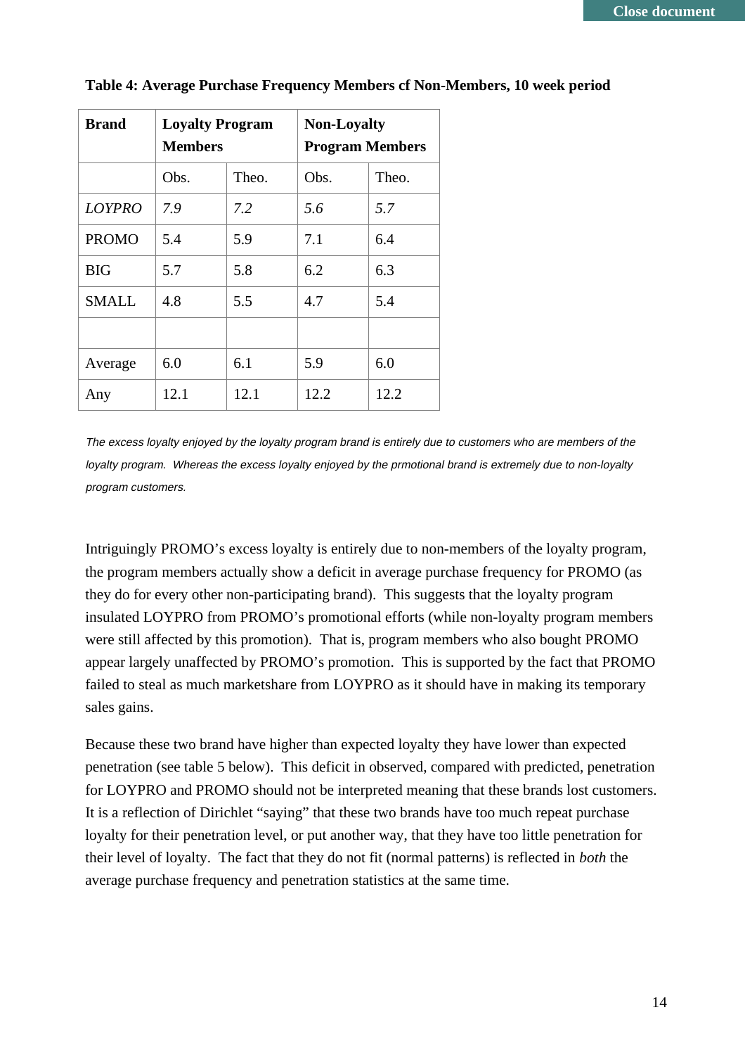**Table 4: Average Purchase Frequency Members cf Non-Members, 10 week period**

| Brand | Loyalty Program Members | | Non-Loyalty Program Members | |
|---|---|---|---|---|
| | Obs. | Theo. | Obs. | Theo. |
| *LOYPRO* | *7.9* | *7.2* | *5.6* | *5.7* |
| PROMO | 5.4 | 5.9 | 7.1 | 6.4 |
| BIG | 5.7 | 5.8 | 6.2 | 6.3 |
| SMALL | 4.8 | 5.5 | 4.7 | 5.4 |
| | | | | |
| Average | 6.0 | 6.1 | 5.9 | 6.0 |
| Any | 12.1 | 12.1 | 12.2 | 12.2 |

*The excess loyalty enjoyed by the loyalty program brand is entirely due to customers who are members of the loyalty program. Whereas the excess loyalty enjoyed by the prmotional brand is extremely due to non-loyalty program customers.*

Intriguingly PROMO's excess loyalty is entirely due to non-members of the loyalty program, the program members actually show a deficit in average purchase frequency for PROMO (as they do for every other non-participating brand). This suggests that the loyalty program insulated LOYPRO from PROMO's promotional efforts (while non-loyalty program members were still affected by this promotion). That is, program members who also bought PROMO appear largely unaffected by PROMO's promotion. This is supported by the fact that PROMO failed to steal as much marketshare from LOYPRO as it should have in making its temporary sales gains.

Because these two brand have higher than expected loyalty they have lower than expected penetration (see table 5 below). This deficit in observed, compared with predicted, penetration for LOYPRO and PROMO should not be interpreted meaning that these brands lost customers. It is a reflection of Dirichlet "saying" that these two brands have too much repeat purchase loyalty for their penetration level, or put another way, that they have too little penetration for their level of loyalty. The fact that they do not fit (normal patterns) is reflected in *both* the average purchase frequency and penetration statistics at the same time.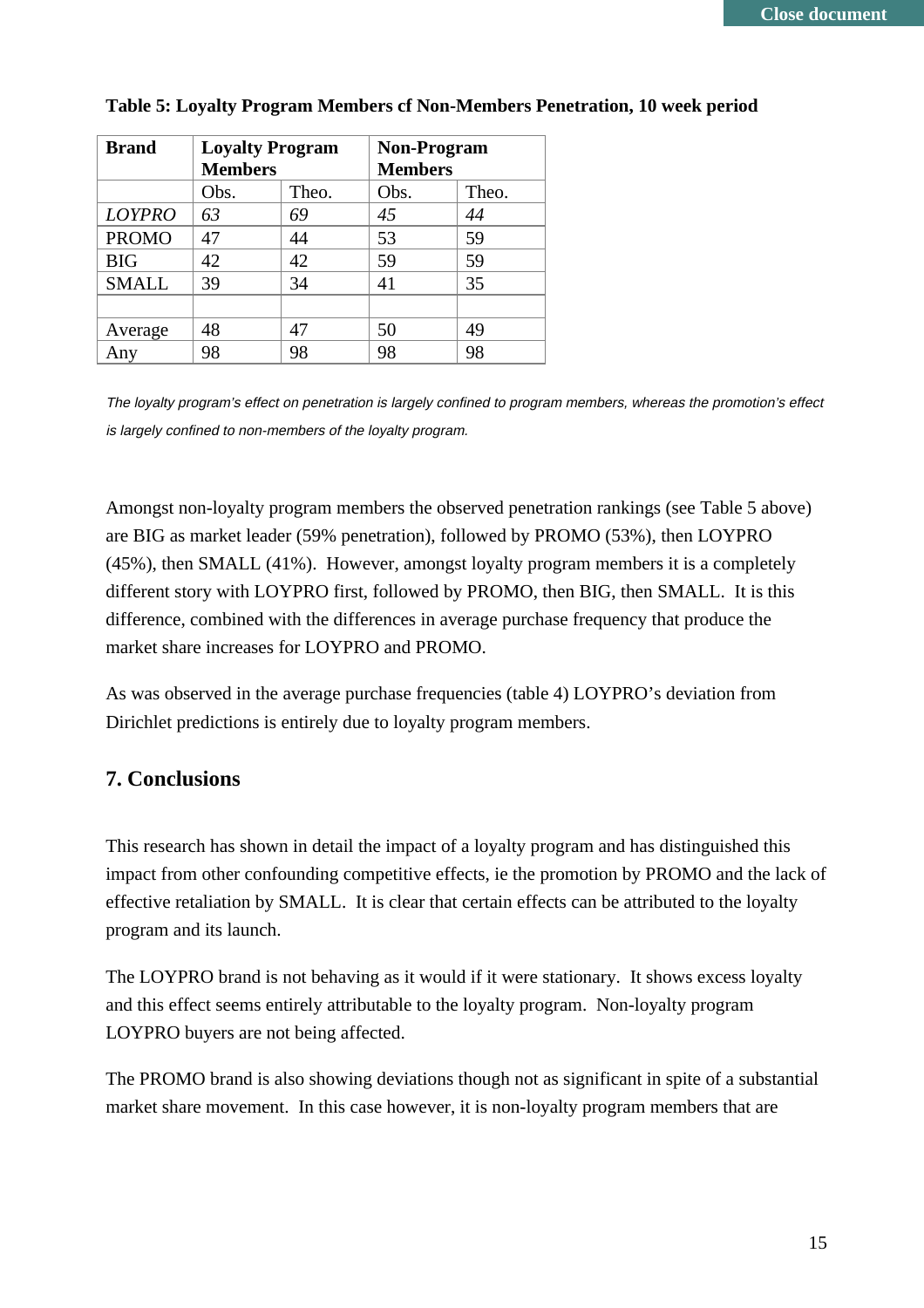**Table 5: Loyalty Program Members cf Non-Members Penetration, 10 week period**

| Brand | Loyalty Program Members | | Non-Program Members | |
|---|---|---|---|---|
| | Obs. | Theo. | Obs. | Theo. |
| *LOYPRO* | *63* | *69* | *45* | *44* |
| PROMO | 47 | 44 | 53 | 59 |
| BIG | 42 | 42 | 59 | 59 |
| SMALL | 39 | 34 | 41 | 35 |
| | | | | |
| Average | 48 | 47 | 50 | 49 |
| Any | 98 | 98 | 98 | 98 |

*The loyalty program's effect on penetration is largely confined to program members, whereas the promotion's effect is largely confined to non-members of the loyalty program.*

Amongst non-loyalty program members the observed penetration rankings (see Table 5 above) are BIG as market leader (59% penetration), followed by PROMO (53%), then LOYPRO (45%), then SMALL (41%). However, amongst loyalty program members it is a completely different story with LOYPRO first, followed by PROMO, then BIG, then SMALL. It is this difference, combined with the differences in average purchase frequency that produce the market share increases for LOYPRO and PROMO.

As was observed in the average purchase frequencies (table 4) LOYPRO's deviation from Dirichlet predictions is entirely due to loyalty program members.

## 7. Conclusions

This research has shown in detail the impact of a loyalty program and has distinguished this impact from other confounding competitive effects, ie the promotion by PROMO and the lack of effective retaliation by SMALL. It is clear that certain effects can be attributed to the loyalty program and its launch.

The LOYPRO brand is not behaving as it would if it were stationary. It shows excess loyalty and this effect seems entirely attributable to the loyalty program. Non-loyalty program LOYPRO buyers are not being affected.

The PROMO brand is also showing deviations though not as significant in spite of a substantial market share movement. In this case however, it is non-loyalty program members that are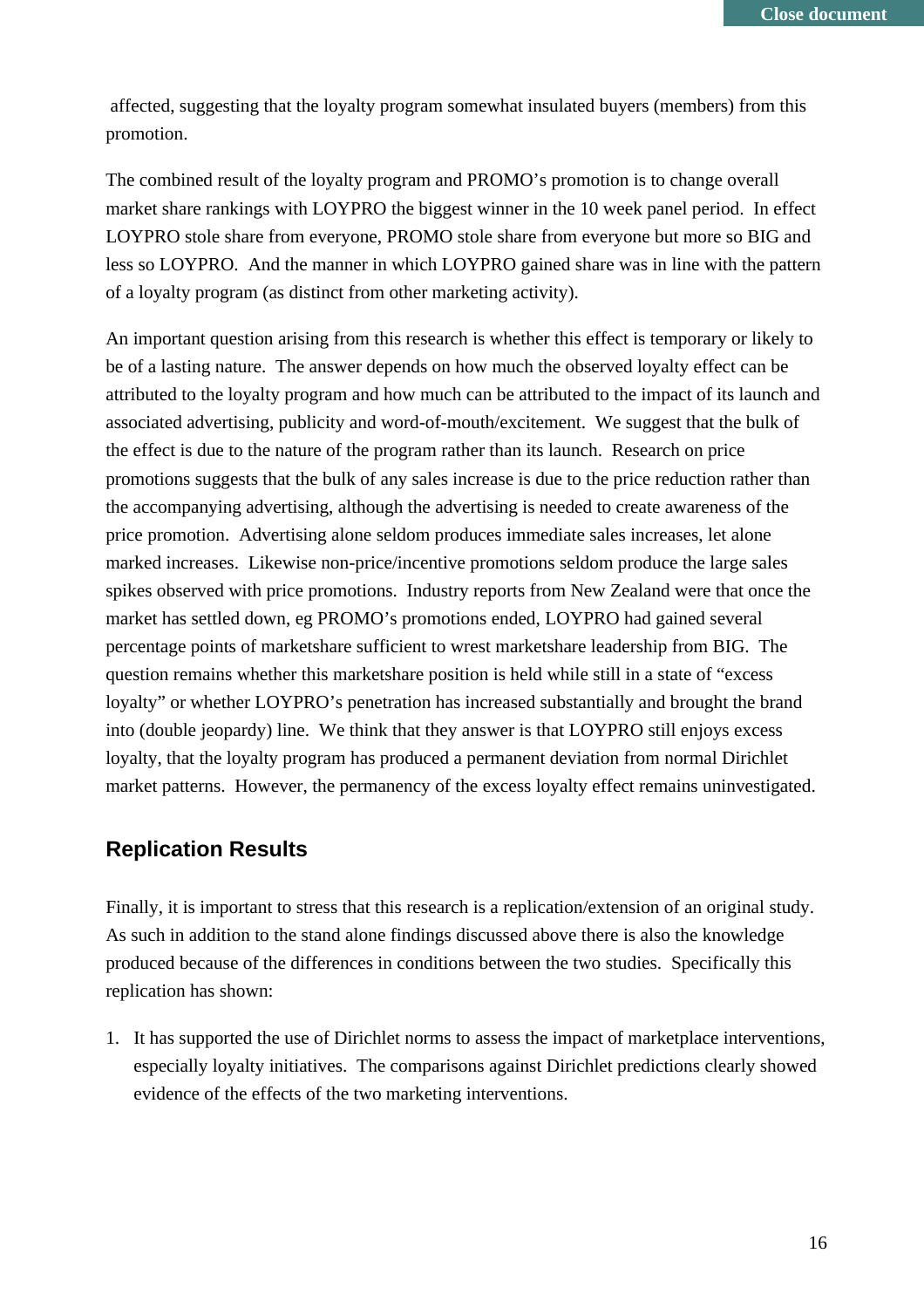affected, suggesting that the loyalty program somewhat insulated buyers (members) from this promotion.

The combined result of the loyalty program and PROMO's promotion is to change overall market share rankings with LOYPRO the biggest winner in the 10 week panel period. In effect LOYPRO stole share from everyone, PROMO stole share from everyone but more so BIG and less so LOYPRO. And the manner in which LOYPRO gained share was in line with the pattern of a loyalty program (as distinct from other marketing activity).

An important question arising from this research is whether this effect is temporary or likely to be of a lasting nature. The answer depends on how much the observed loyalty effect can be attributed to the loyalty program and how much can be attributed to the impact of its launch and associated advertising, publicity and word-of-mouth/excitement. We suggest that the bulk of the effect is due to the nature of the program rather than its launch. Research on price promotions suggests that the bulk of any sales increase is due to the price reduction rather than the accompanying advertising, although the advertising is needed to create awareness of the price promotion. Advertising alone seldom produces immediate sales increases, let alone marked increases. Likewise non-price/incentive promotions seldom produce the large sales spikes observed with price promotions. Industry reports from New Zealand were that once the market has settled down, eg PROMO's promotions ended, LOYPRO had gained several percentage points of marketshare sufficient to wrest marketshare leadership from BIG. The question remains whether this marketshare position is held while still in a state of "excess loyalty" or whether LOYPRO's penetration has increased substantially and brought the brand into (double jeopardy) line. We think that they answer is that LOYPRO still enjoys excess loyalty, that the loyalty program has produced a permanent deviation from normal Dirichlet market patterns. However, the permanency of the excess loyalty effect remains uninvestigated.

## Replication Results

Finally, it is important to stress that this research is a replication/extension of an original study. As such in addition to the stand alone findings discussed above there is also the knowledge produced because of the differences in conditions between the two studies. Specifically this replication has shown:

1. It has supported the use of Dirichlet norms to assess the impact of marketplace interventions, especially loyalty initiatives. The comparisons against Dirichlet predictions clearly showed evidence of the effects of the two marketing interventions.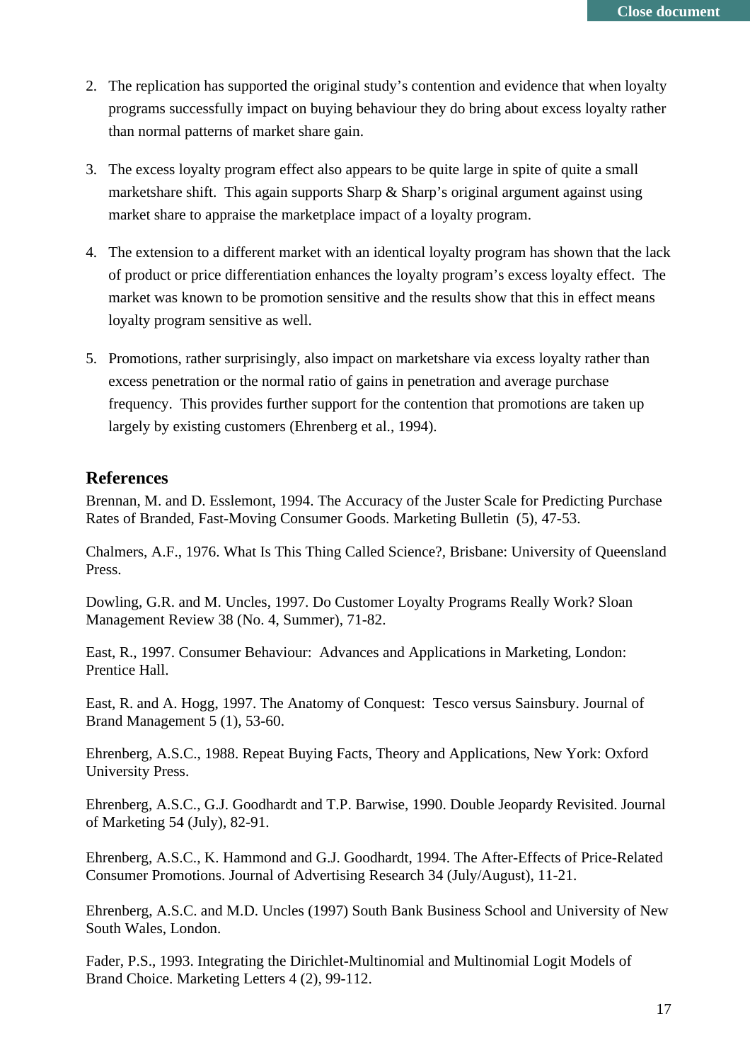2. The replication has supported the original study's contention and evidence that when loyalty programs successfully impact on buying behaviour they do bring about excess loyalty rather than normal patterns of market share gain.

3. The excess loyalty program effect also appears to be quite large in spite of quite a small marketshare shift. This again supports Sharp & Sharp's original argument against using market share to appraise the marketplace impact of a loyalty program.

4. The extension to a different market with an identical loyalty program has shown that the lack of product or price differentiation enhances the loyalty program's excess loyalty effect. The market was known to be promotion sensitive and the results show that this in effect means loyalty program sensitive as well.

5. Promotions, rather surprisingly, also impact on marketshare via excess loyalty rather than excess penetration or the normal ratio of gains in penetration and average purchase frequency. This provides further support for the contention that promotions are taken up largely by existing customers (Ehrenberg et al., 1994).

## References

Brennan, M. and D. Esslemont, 1994. The Accuracy of the Juster Scale for Predicting Purchase Rates of Branded, Fast-Moving Consumer Goods. Marketing Bulletin (5), 47-53.

Chalmers, A.F., 1976. What Is This Thing Called Science?, Brisbane: University of Queensland Press.

Dowling, G.R. and M. Uncles, 1997. Do Customer Loyalty Programs Really Work? Sloan Management Review 38 (No. 4, Summer), 71-82.

East, R., 1997. Consumer Behaviour: Advances and Applications in Marketing, London: Prentice Hall.

East, R. and A. Hogg, 1997. The Anatomy of Conquest: Tesco versus Sainsbury. Journal of Brand Management 5 (1), 53-60.

Ehrenberg, A.S.C., 1988. Repeat Buying Facts, Theory and Applications, New York: Oxford University Press.

Ehrenberg, A.S.C., G.J. Goodhardt and T.P. Barwise, 1990. Double Jeopardy Revisited. Journal of Marketing 54 (July), 82-91.

Ehrenberg, A.S.C., K. Hammond and G.J. Goodhardt, 1994. The After-Effects of Price-Related Consumer Promotions. Journal of Advertising Research 34 (July/August), 11-21.

Ehrenberg, A.S.C. and M.D. Uncles (1997) South Bank Business School and University of New South Wales, London.

Fader, P.S., 1993. Integrating the Dirichlet-Multinomial and Multinomial Logit Models of Brand Choice. Marketing Letters 4 (2), 99-112.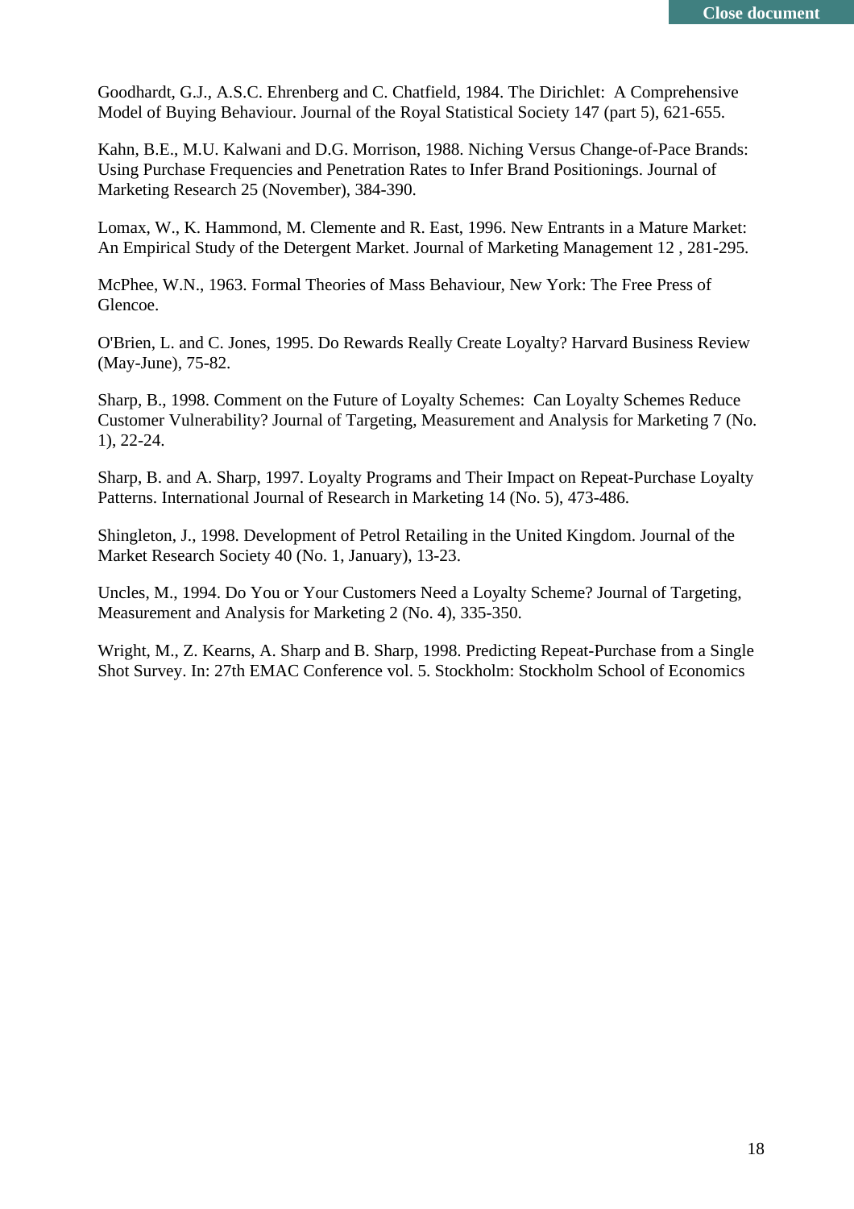Goodhardt, G.J., A.S.C. Ehrenberg and C. Chatfield, 1984. The Dirichlet: A Comprehensive Model of Buying Behaviour. Journal of the Royal Statistical Society 147 (part 5), 621-655.

Kahn, B.E., M.U. Kalwani and D.G. Morrison, 1988. Niching Versus Change-of-Pace Brands: Using Purchase Frequencies and Penetration Rates to Infer Brand Positionings. Journal of Marketing Research 25 (November), 384-390.

Lomax, W., K. Hammond, M. Clemente and R. East, 1996. New Entrants in a Mature Market: An Empirical Study of the Detergent Market. Journal of Marketing Management 12 , 281-295.

McPhee, W.N., 1963. Formal Theories of Mass Behaviour, New York: The Free Press of Glencoe.

O'Brien, L. and C. Jones, 1995. Do Rewards Really Create Loyalty? Harvard Business Review (May-June), 75-82.

Sharp, B., 1998. Comment on the Future of Loyalty Schemes: Can Loyalty Schemes Reduce Customer Vulnerability? Journal of Targeting, Measurement and Analysis for Marketing 7 (No. 1), 22-24.

Sharp, B. and A. Sharp, 1997. Loyalty Programs and Their Impact on Repeat-Purchase Loyalty Patterns. International Journal of Research in Marketing 14 (No. 5), 473-486.

Shingleton, J., 1998. Development of Petrol Retailing in the United Kingdom. Journal of the Market Research Society 40 (No. 1, January), 13-23.

Uncles, M., 1994. Do You or Your Customers Need a Loyalty Scheme? Journal of Targeting, Measurement and Analysis for Marketing 2 (No. 4), 335-350.

Wright, M., Z. Kearns, A. Sharp and B. Sharp, 1998. Predicting Repeat-Purchase from a Single Shot Survey. In: 27th EMAC Conference vol. 5. Stockholm: Stockholm School of Economics